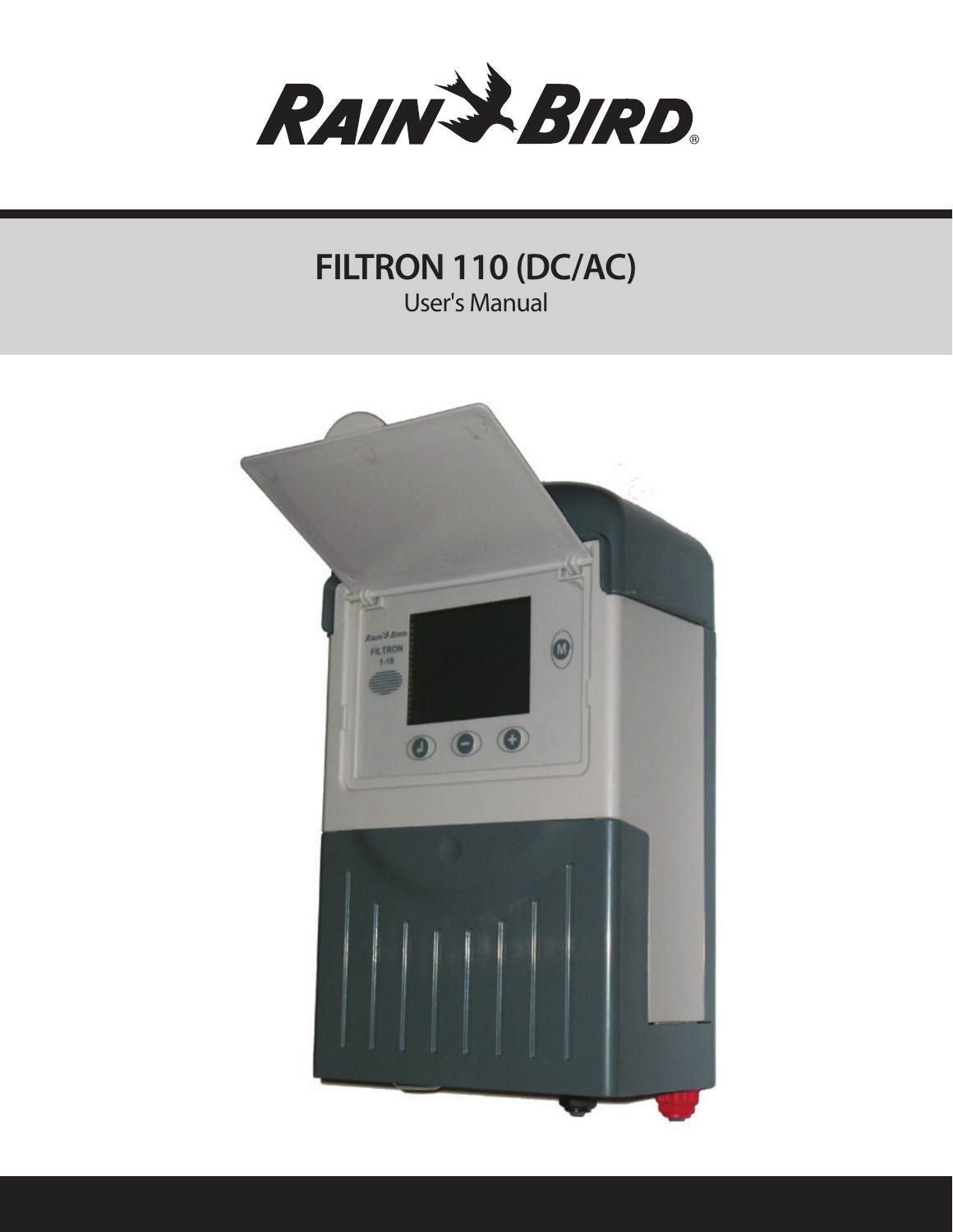# FILTRON 110 (DC/AC)

User's Manual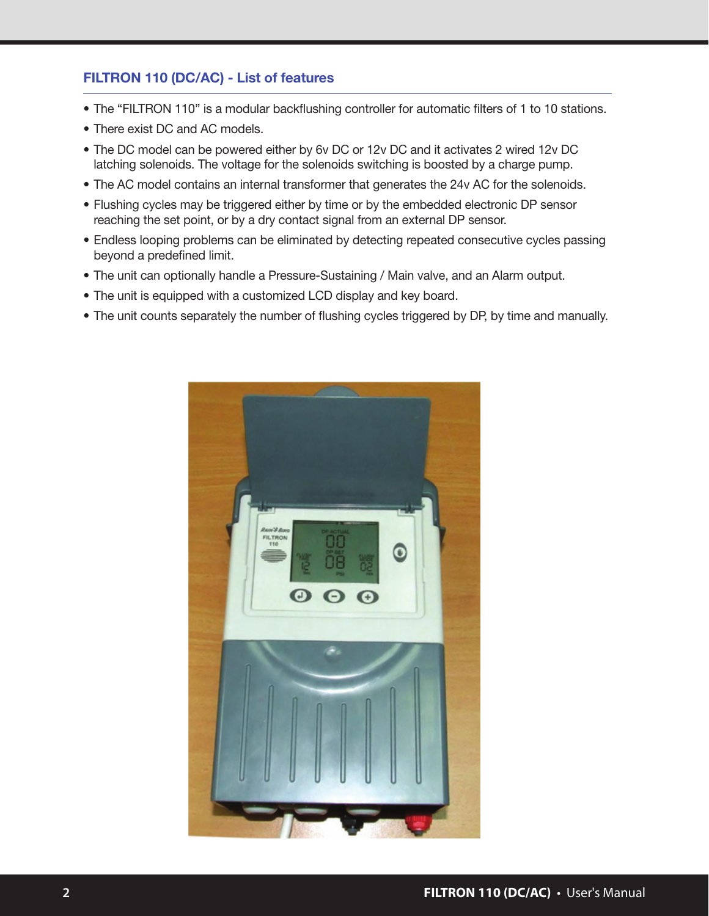## FILTRON 110 (DC/AC) - List of features

- The "FILTRON 110" is a modular backflushing controller for automatic filters of 1 to 10 stations.
- There exist DC and AC models.
- The DC model can be powered either by 6v DC or 12v DC and it activates 2 wired 12v DC latching solenoids. The voltage for the solenoids switching is boosted by a charge pump.
- The AC model contains an internal transformer that generates the 24v AC for the solenoids.
- Flushing cycles may be triggered either by time or by the embedded electronic DP sensor reaching the set point, or by a dry contact signal from an external DP sensor.
- Endless looping problems can be eliminated by detecting repeated consecutive cycles passing beyond a predefined limit.
- The unit can optionally handle a Pressure-Sustaining / Main valve, and an Alarm output.
- The unit is equipped with a customized LCD display and key board.
- The unit counts separately the number of flushing cycles triggered by DP, by time and manually.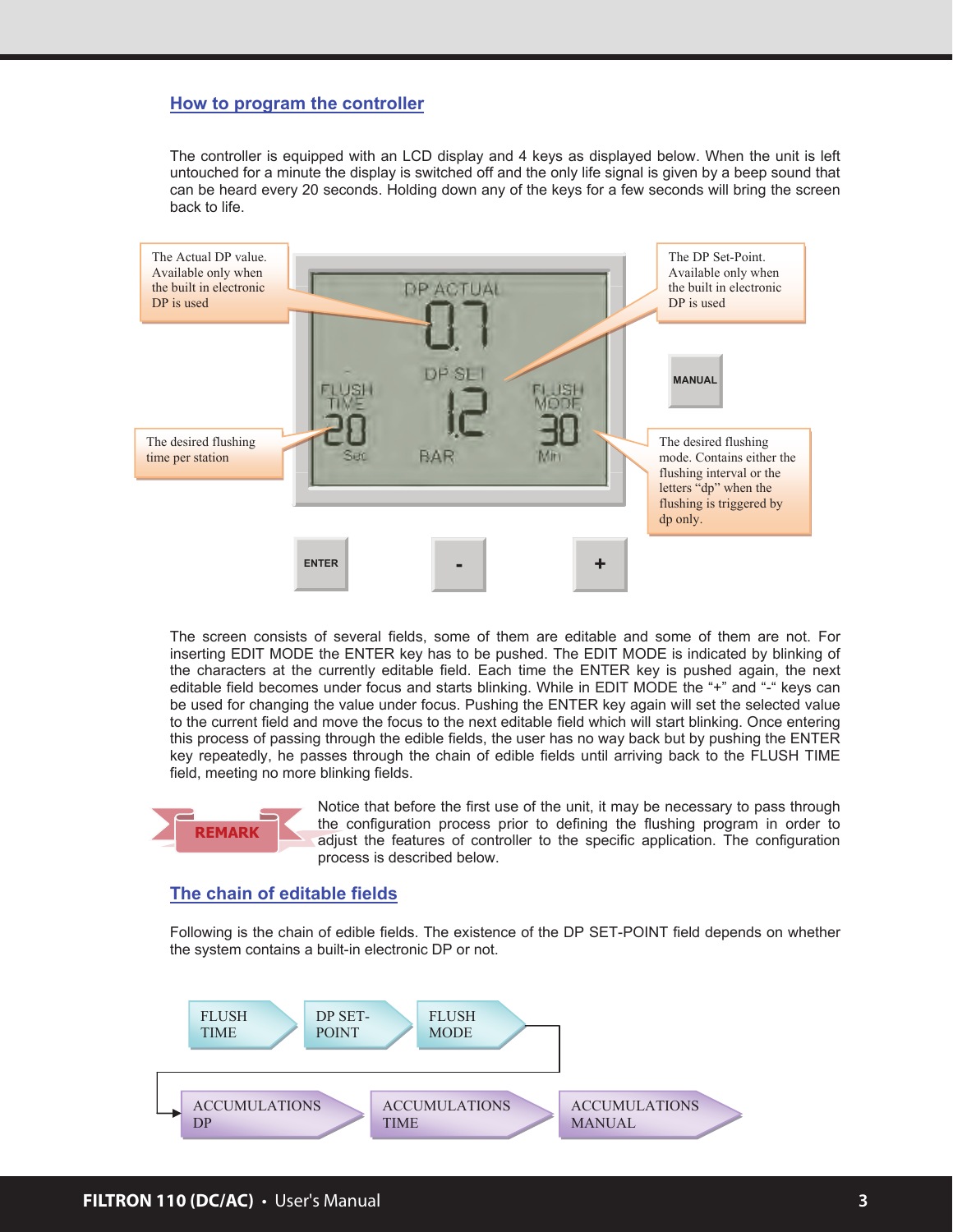## How to program the controller

The controller is equipped with an LCD display and 4 keys as displayed below. When the unit is left untouched for a minute the display is switched off and the only life signal is given by a beep sound that can be heard every 20 seconds. Holding down any of the keys for a few seconds will bring the screen back to life.

The Actual DP value. Available only when the built in electronic DP is used

The DP Set-Point. Available only when the built in electronic DP is used

The desired flushing time per station

The desired flushing mode. Contains either the flushing interval or the letters "dp" when the flushing is triggered by dp only.

DP ACTUAL 0.7

DP SET 1.2 BAR

FLUSH TIME 20 Sec

FLUSH MODE 30 Min

MANUAL

ENTER - +

The screen consists of several fields, some of them are editable and some of them are not. For inserting EDIT MODE the ENTER key has to be pushed. The EDIT MODE is indicated by blinking of the characters at the currently editable field. Each time the ENTER key is pushed again, the next editable field becomes under focus and starts blinking. While in EDIT MODE the "+" and "-" keys can be used for changing the value under focus. Pushing the ENTER key again will set the selected value to the current field and move the focus to the next editable field which will start blinking. Once entering this process of passing through the edible fields, the user has no way back but by pushing the ENTER key repeatedly, he passes through the chain of edible fields until arriving back to the FLUSH TIME field, meeting no more blinking fields.

**REMARK**

Notice that before the first use of the unit, it may be necessary to pass through the configuration process prior to defining the flushing program in order to adjust the features of controller to the specific application. The configuration process is described below.

## The chain of editable fields

Following is the chain of edible fields. The existence of the DP SET-POINT field depends on whether the system contains a built-in electronic DP or not.

FLUSH TIME → DP SET-POINT → FLUSH MODE → ACCUMULATIONS DP → ACCUMULATIONS TIME → ACCUMULATIONS MANUAL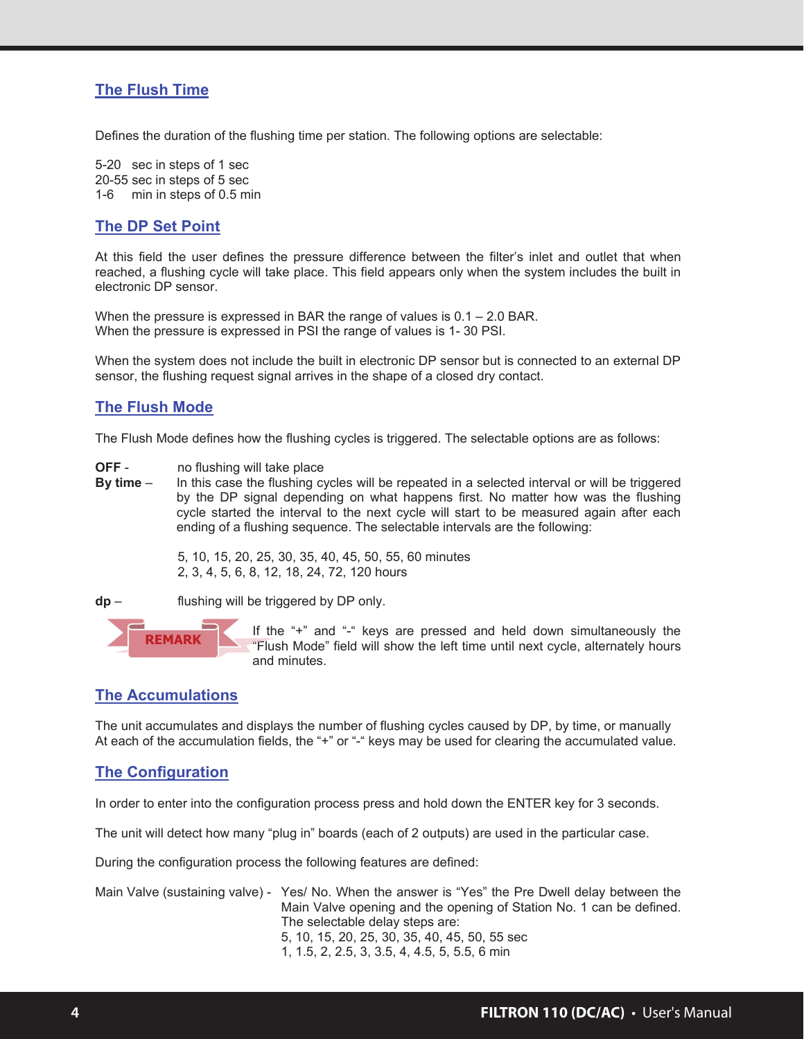## The Flush Time

Defines the duration of the flushing time per station. The following options are selectable:

5-20 sec in steps of 1 sec
20-55 sec in steps of 5 sec
1-6 min in steps of 0.5 min

## The DP Set Point

At this field the user defines the pressure difference between the filter's inlet and outlet that when reached, a flushing cycle will take place. This field appears only when the system includes the built in electronic DP sensor.

When the pressure is expressed in BAR the range of values is 0.1 – 2.0 BAR.
When the pressure is expressed in PSI the range of values is 1- 30 PSI.

When the system does not include the built in electronic DP sensor but is connected to an external DP sensor, the flushing request signal arrives in the shape of a closed dry contact.

## The Flush Mode

The Flush Mode defines how the flushing cycles is triggered. The selectable options are as follows:

**OFF** - no flushing will take place

**By time** – In this case the flushing cycles will be repeated in a selected interval or will be triggered by the DP signal depending on what happens first. No matter how was the flushing cycle started the interval to the next cycle will start to be measured again after each ending of a flushing sequence. The selectable intervals are the following:

5, 10, 15, 20, 25, 30, 35, 40, 45, 50, 55, 60 minutes
2, 3, 4, 5, 6, 8, 12, 18, 24, 72, 120 hours

**dp** – flushing will be triggered by DP only.

**REMARK** If the "+" and "-" keys are pressed and held down simultaneously the "Flush Mode" field will show the left time until next cycle, alternately hours and minutes.

## The Accumulations

The unit accumulates and displays the number of flushing cycles caused by DP, by time, or manually
At each of the accumulation fields, the "+" or "-" keys may be used for clearing the accumulated value.

## The Configuration

In order to enter into the configuration process press and hold down the ENTER key for 3 seconds.

The unit will detect how many "plug in" boards (each of 2 outputs) are used in the particular case.

During the configuration process the following features are defined:

Main Valve (sustaining valve) - Yes/ No. When the answer is "Yes" the Pre Dwell delay between the Main Valve opening and the opening of Station No. 1 can be defined. The selectable delay steps are:
5, 10, 15, 20, 25, 30, 35, 40, 45, 50, 55 sec
1, 1.5, 2, 2.5, 3, 3.5, 4, 4.5, 5, 5.5, 6 min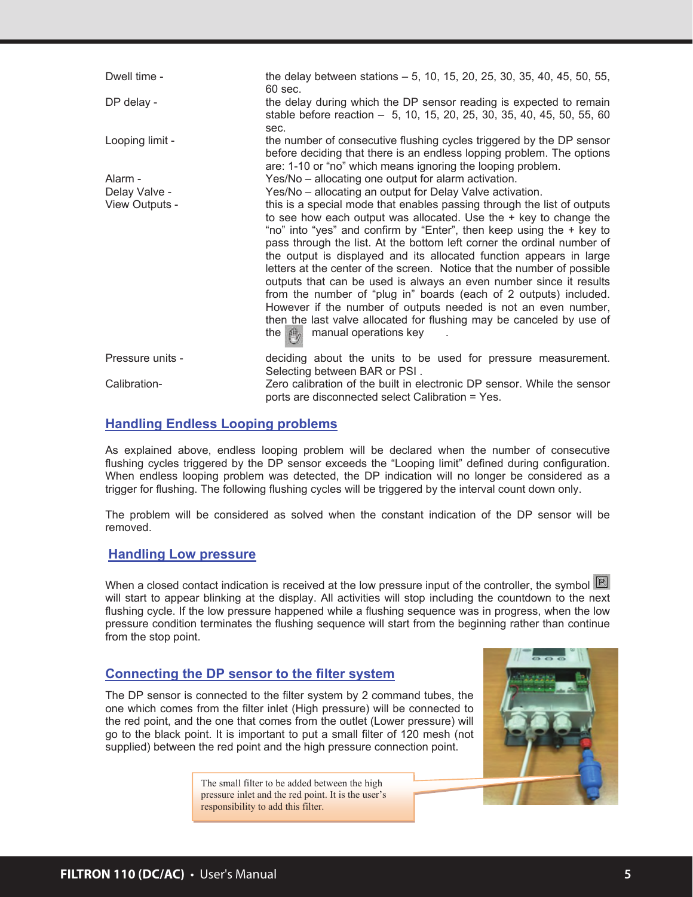| | |
|---|---|
| Dwell time - | the delay between stations – 5, 10, 15, 20, 25, 30, 35, 40, 45, 50, 55, 60 sec. |
| DP delay - | the delay during which the DP sensor reading is expected to remain stable before reaction – 5, 10, 15, 20, 25, 30, 35, 40, 45, 50, 55, 60 sec. |
| Looping limit - | the number of consecutive flushing cycles triggered by the DP sensor before deciding that there is an endless lopping problem. The options are: 1-10 or "no" which means ignoring the looping problem. |
| Alarm - | Yes/No – allocating one output for alarm activation. |
| Delay Valve - | Yes/No – allocating an output for Delay Valve activation. |
| View Outputs - | this is a special mode that enables passing through the list of outputs to see how each output was allocated. Use the + key to change the "no" into "yes" and confirm by "Enter", then keep using the + key to pass through the list. At the bottom left corner the ordinal number of the output is displayed and its allocated function appears in large letters at the center of the screen. Notice that the number of possible outputs that can be used is always an even number since it results from the number of "plug in" boards (each of 2 outputs) included. However if the number of outputs needed is not an even number, then the last valve allocated for flushing may be canceled by use of the manual operations key . |
| Pressure units - | deciding about the units to be used for pressure measurement. Selecting between BAR or PSI . |
| Calibration- | Zero calibration of the built in electronic DP sensor. While the sensor ports are disconnected select Calibration = Yes. |

## Handling Endless Looping problems

As explained above, endless looping problem will be declared when the number of consecutive flushing cycles triggered by the DP sensor exceeds the "Looping limit" defined during configuration. When endless looping problem was detected, the DP indication will no longer be considered as a trigger for flushing. The following flushing cycles will be triggered by the interval count down only.

The problem will be considered as solved when the constant indication of the DP sensor will be removed.

## Handling Low pressure

When a closed contact indication is received at the low pressure input of the controller, the symbol will start to appear blinking at the display. All activities will stop including the countdown to the next flushing cycle. If the low pressure happened while a flushing sequence was in progress, when the low pressure condition terminates the flushing sequence will start from the beginning rather than continue from the stop point.

## Connecting the DP sensor to the filter system

The DP sensor is connected to the filter system by 2 command tubes, the one which comes from the filter inlet (High pressure) will be connected to the red point, and the one that comes from the outlet (Lower pressure) will go to the black point. It is important to put a small filter of 120 mesh (not supplied) between the red point and the high pressure connection point.

The small filter to be added between the high pressure inlet and the red point. It is the user's responsibility to add this filter.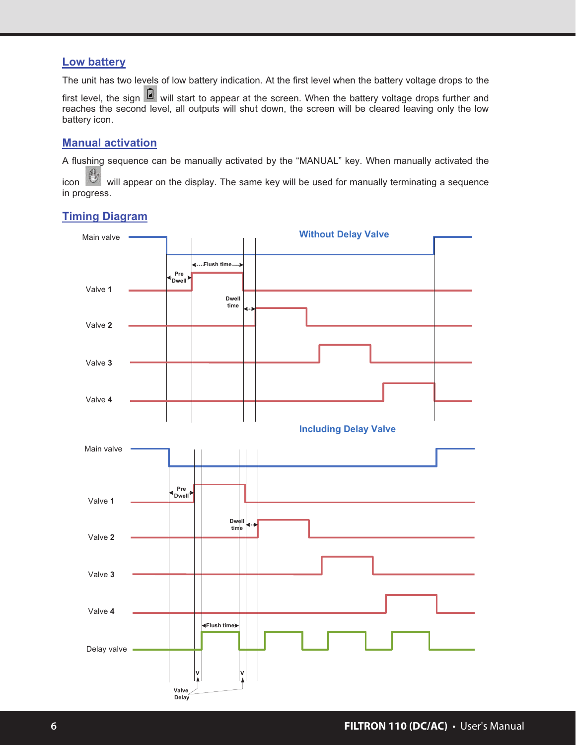## Low battery

The unit has two levels of low battery indication. At the first level when the battery voltage drops to the first level, the sign will start to appear at the screen. When the battery voltage drops further and reaches the second level, all outputs will shut down, the screen will be cleared leaving only the low battery icon.

## Manual activation

A flushing sequence can be manually activated by the “MANUAL” key. When manually activated the icon will appear on the display. The same key will be used for manually terminating a sequence in progress.

## Timing Diagram

**Without Delay Valve**

Main valve

Valve **1**

Valve **2**

Valve **3**

Valve **4**

Pre Dwell

Flush time

Dwell time

**Including Delay Valve**

Main valve

Valve **1**

Valve **2**

Valve **3**

Valve **4**

Delay valve

Pre Dwell

Dwell time

Flush time

Valve Delay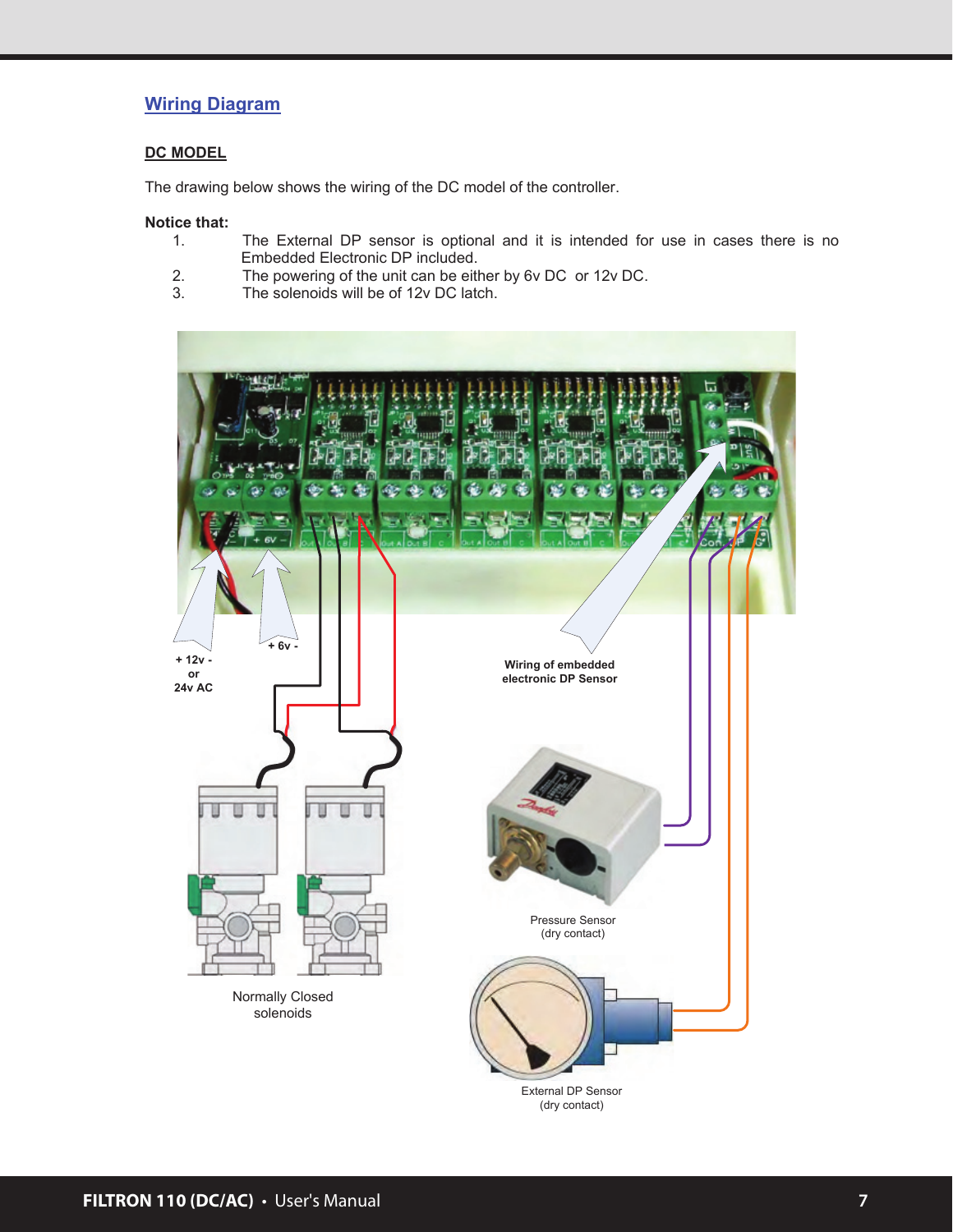## Wiring Diagram

### DC MODEL

The drawing below shows the wiring of the DC model of the controller.

**Notice that:**

1. The External DP sensor is optional and it is intended for use in cases there is no Embedded Electronic DP included.
2. The powering of the unit can be either by 6v DC or 12v DC.
3. The solenoids will be of 12v DC latch.

+ 12v - or 24v AC

+ 6v -

**Wiring of embedded electronic DP Sensor**

Pressure Sensor (dry contact)

Normally Closed solenoids

External DP Sensor (dry contact)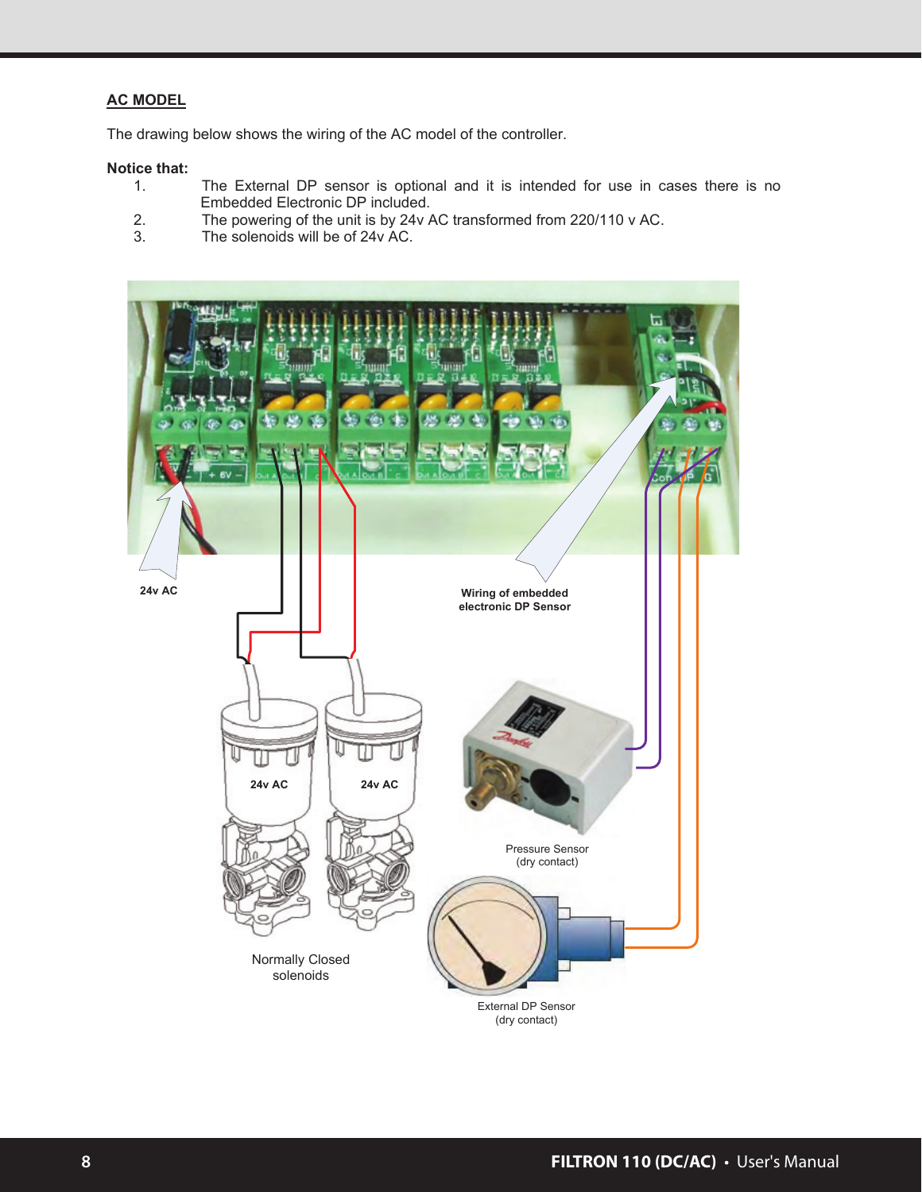## AC MODEL

The drawing below shows the wiring of the AC model of the controller.

**Notice that:**

1. The External DP sensor is optional and it is intended for use in cases there is no Embedded Electronic DP included.
2. The powering of the unit is by 24v AC transformed from 220/110 v AC.
3. The solenoids will be of 24v AC.

24v AC

Wiring of embedded electronic DP Sensor

24v AC

24v AC

Pressure Sensor (dry contact)

Normally Closed solenoids

External DP Sensor (dry contact)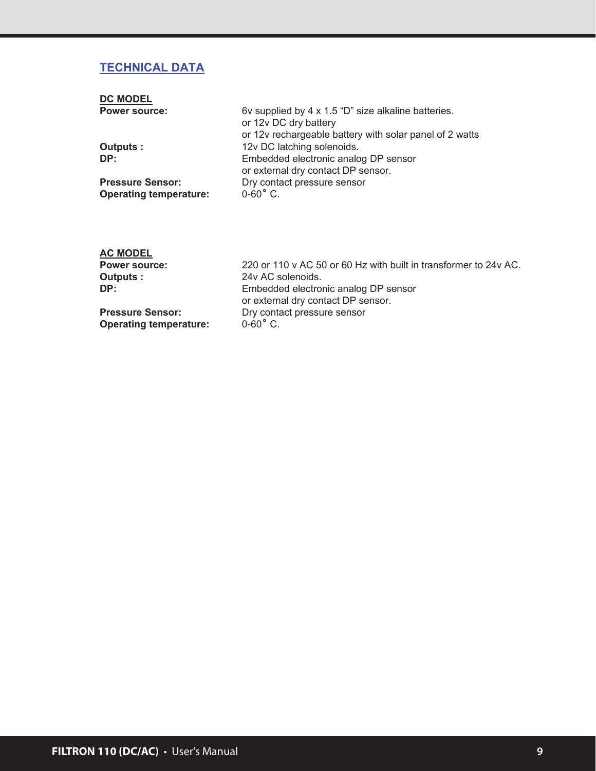## TECHNICAL DATA

### DC MODEL

| | |
|---|---|
| **Power source:** | 6v supplied by 4 x 1.5 “D” size alkaline batteries.<br>or 12v DC dry battery<br>or 12v rechargeable battery with solar panel of 2 watts |
| **Outputs :** | 12v DC latching solenoids. |
| **DP:** | Embedded electronic analog DP sensor<br>or external dry contact DP sensor. |
| **Pressure Sensor:** | Dry contact pressure sensor |
| **Operating temperature:** | 0-60˚ C. |

### AC MODEL

| | |
|---|---|
| **Power source:** | 220 or 110 v AC 50 or 60 Hz with built in transformer to 24v AC. |
| **Outputs :** | 24v AC solenoids. |
| **DP:** | Embedded electronic analog DP sensor<br>or external dry contact DP sensor. |
| **Pressure Sensor:** | Dry contact pressure sensor |
| **Operating temperature:** | 0-60˚ C. |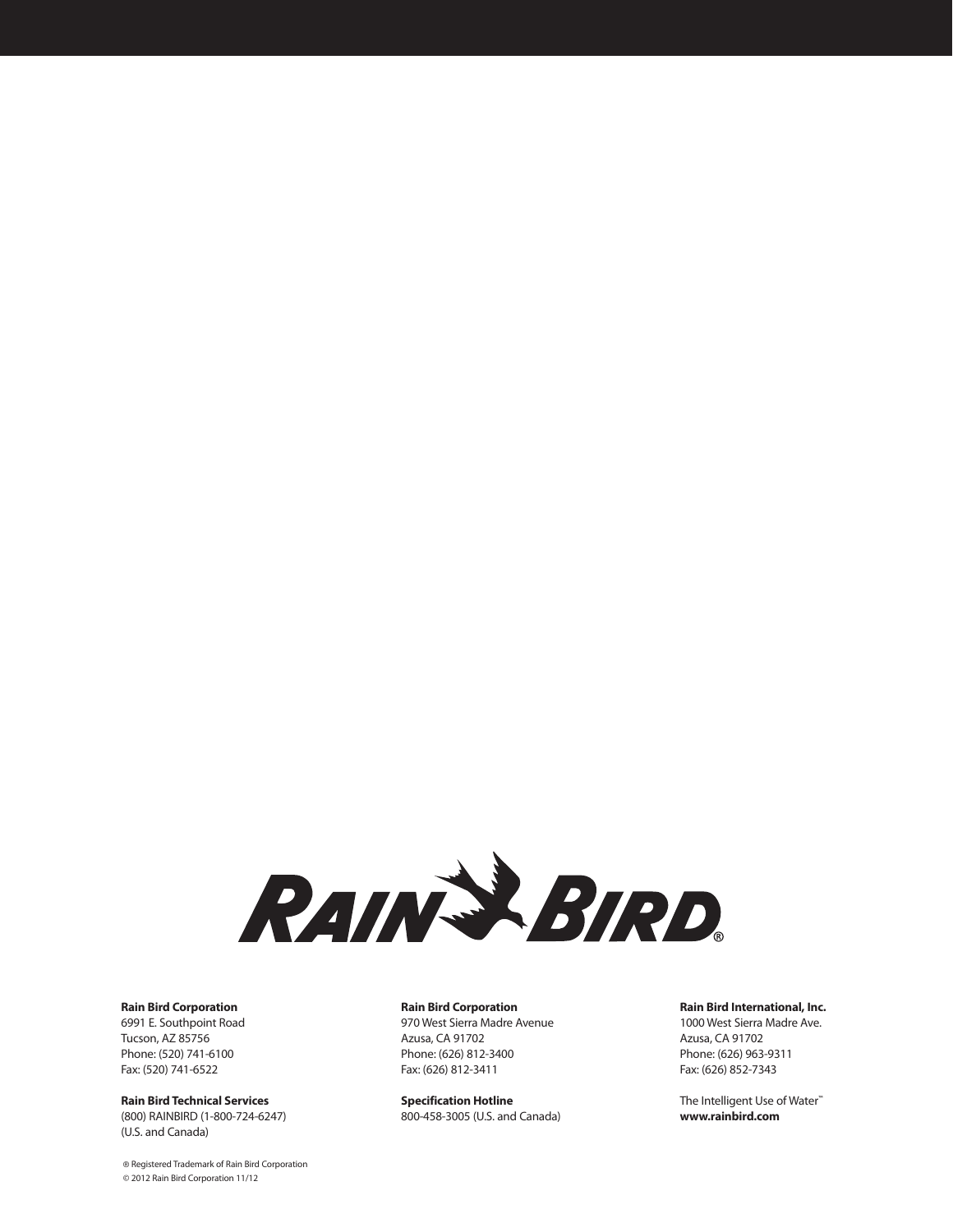RAIN BIRD®

**Rain Bird Corporation**
6991 E. Southpoint Road
Tucson, AZ 85756
Phone: (520) 741-6100
Fax: (520) 741-6522

**Rain Bird Technical Services**
(800) RAINBIRD (1-800-724-6247)
(U.S. and Canada)

**Rain Bird Corporation**
970 West Sierra Madre Avenue
Azusa, CA 91702
Phone: (626) 812-3400
Fax: (626) 812-3411

**Specification Hotline**
800-458-3005 (U.S. and Canada)

**Rain Bird International, Inc.**
1000 West Sierra Madre Ave.
Azusa, CA 91702
Phone: (626) 963-9311
Fax: (626) 852-7343

The Intelligent Use of Water™
**www.rainbird.com**

® Registered Trademark of Rain Bird Corporation
© 2012 Rain Bird Corporation 11/12